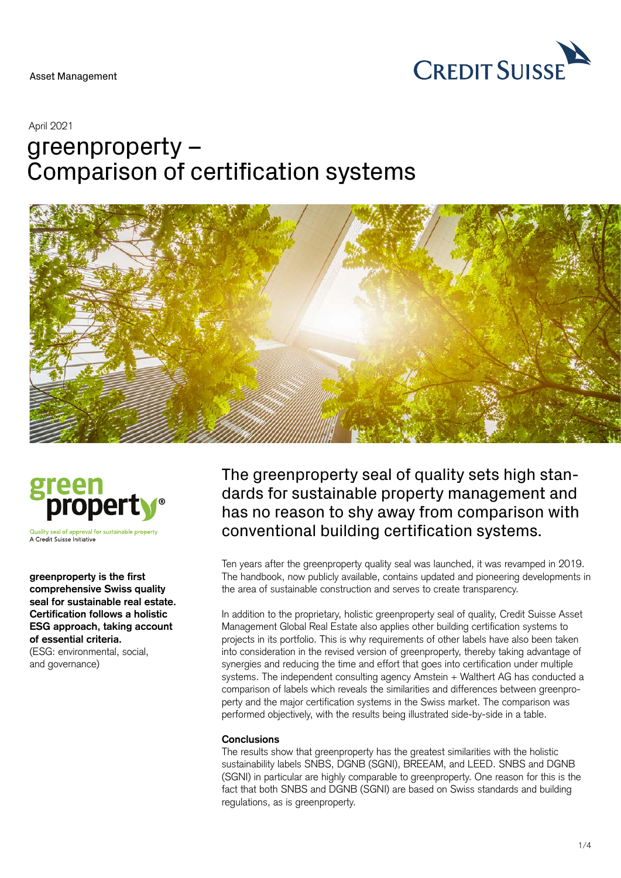Asset Management

April 2021

# greenproperty – Comparison of certification systems

Quality seal of approval for sustainable property
A Credit Suisse Initiative

**greenproperty is the first comprehensive Swiss quality seal for sustainable real estate. Certification follows a holistic ESG approach, taking account of essential criteria.**
(ESG: environmental, social, and governance)

## The greenproperty seal of quality sets high standards for sustainable property management and has no reason to shy away from comparison with conventional building certification systems.

Ten years after the greenproperty quality seal was launched, it was revamped in 2019. The handbook, now publicly available, contains updated and pioneering developments in the area of sustainable construction and serves to create transparency.

In addition to the proprietary, holistic greenproperty seal of quality, Credit Suisse Asset Management Global Real Estate also applies other building certification systems to projects in its portfolio. This is why requirements of other labels have also been taken into consideration in the revised version of greenproperty, thereby taking advantage of synergies and reducing the time and effort that goes into certification under multiple systems. The independent consulting agency Amstein + Walthert AG has conducted a comparison of labels which reveals the similarities and differences between greenproperty and the major certification systems in the Swiss market. The comparison was performed objectively, with the results being illustrated side-by-side in a table.

**Conclusions**
The results show that greenproperty has the greatest similarities with the holistic sustainability labels SNBS, DGNB (SGNI), BREEAM, and LEED. SNBS and DGNB (SGNI) in particular are highly comparable to greenproperty. One reason for this is the fact that both SNBS and DGNB (SGNI) are based on Swiss standards and building regulations, as is greenproperty.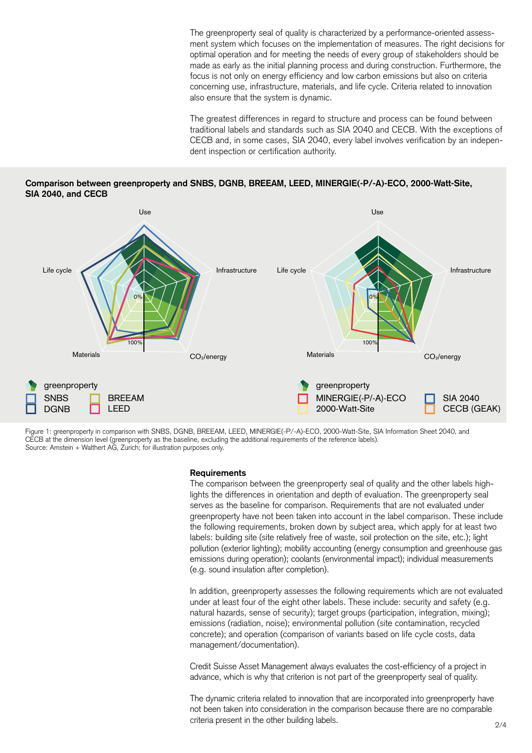The greenproperty seal of quality is characterized by a performance-oriented assessment system which focuses on the implementation of measures. The right decisions for optimal operation and for meeting the needs of every group of stakeholders should be made as early as the initial planning process and during construction. Furthermore, the focus is not only on energy efficiency and low carbon emissions but also on criteria concerning use, infrastructure, materials, and life cycle. Criteria related to innovation also ensure that the system is dynamic.

The greatest differences in regard to structure and process can be found between traditional labels and standards such as SIA 2040 and CECB. With the exceptions of CECB and, in some cases, SIA 2040, every label involves verification by an independent inspection or certification authority.

**Comparison between greenproperty and SNBS, DGNB, BREEAM, LEED, MINERGIE(-P/-A)-ECO, 2000-Watt-Site, SIA 2040, and CECB**

Use, Infrastructure, $CO_2$/energy, Materials, Life cycle; 0%, 100%

greenproperty, SNBS, DGNB, BREEAM, LEED

greenproperty, MINERGIE(-P/-A)-ECO, 2000-Watt-Site, SIA 2040, CECB (GEAK)

Figure 1: greenproperty in comparison with SNBS, DGNB, BREEAM, LEED, MINERGIE(-P/-A)-ECO, 2000-Watt-Site, SIA Information Sheet 2040, and CECB at the dimension level (greenproperty as the baseline, excluding the additional requirements of the reference labels).
Source: Amstein + Walthert AG, Zurich; for illustration purposes only.

## Requirements

The comparison between the greenproperty seal of quality and the other labels highlights the differences in orientation and depth of evaluation. The greenproperty seal serves as the baseline for comparison. Requirements that are not evaluated under greenproperty have not been taken into account in the label comparison. These include the following requirements, broken down by subject area, which apply for at least two labels: building site (site relatively free of waste, soil protection on the site, etc.); light pollution (exterior lighting); mobility accounting (energy consumption and greenhouse gas emissions during operation); coolants (environmental impact); individual measurements (e.g. sound insulation after completion).

In addition, greenproperty assesses the following requirements which are not evaluated under at least four of the eight other labels. These include: security and safety (e.g. natural hazards, sense of security); target groups (participation, integration, mixing); emissions (radiation, noise); environmental pollution (site contamination, recycled concrete); and operation (comparison of variants based on life cycle costs, data management/documentation).

Credit Suisse Asset Management always evaluates the cost-efficiency of a project in advance, which is why that criterion is not part of the greenproperty seal of quality.

The dynamic criteria related to innovation that are incorporated into greenproperty have not been taken into consideration in the comparison because there are no comparable criteria present in the other building labels.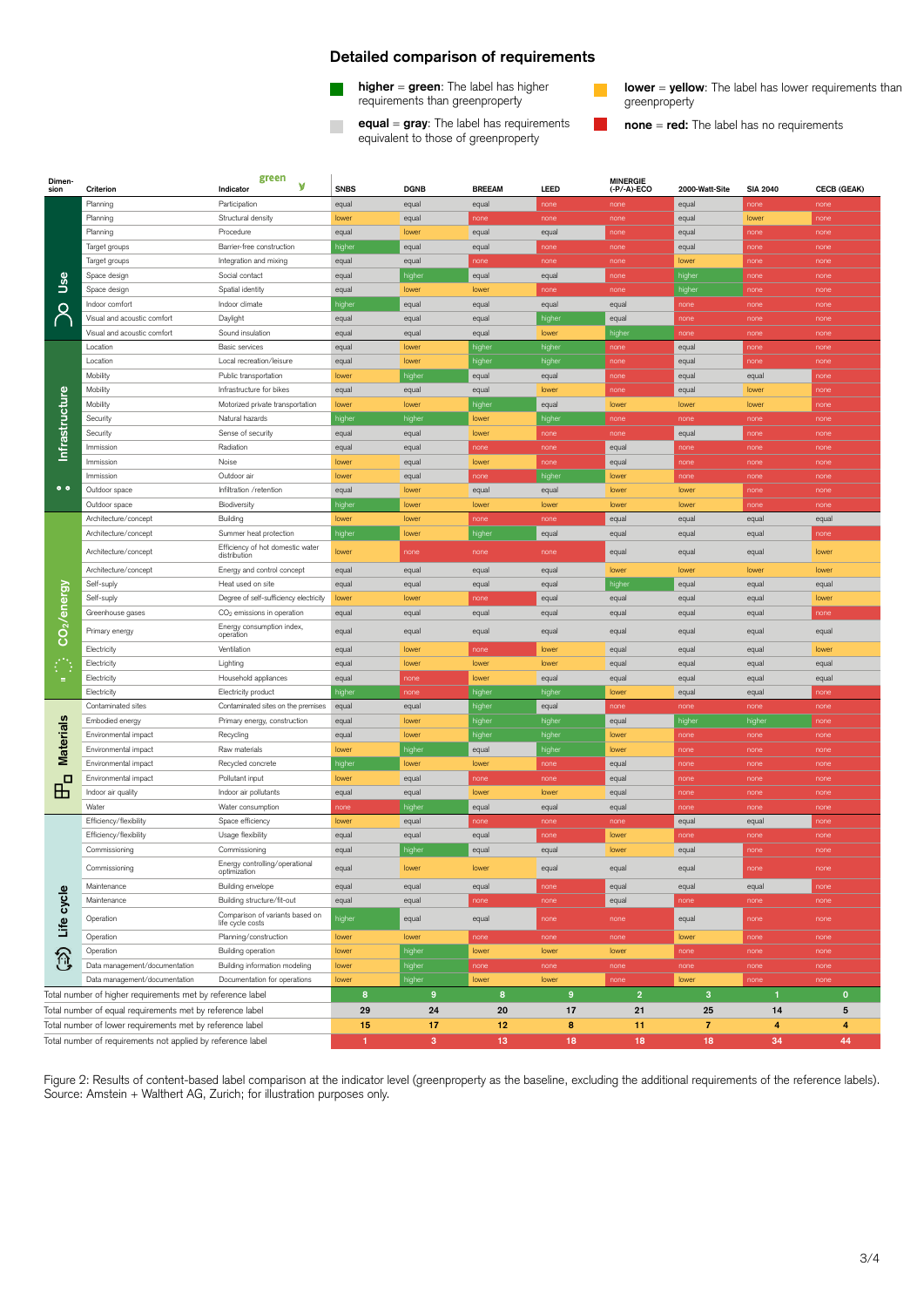## Detailed comparison of requirements

- **higher** = **green**: The label has higher requirements than greenproperty
- **equal** = **gray**: The label has requirements equivalent to those of greenproperty
- **lower** = **yellow**: The label has lower requirements than greenproperty
- **none** = **red**: The label has no requirements

| Dimension | Criterion | greenproperty Indicator | SNBS | DGNB | BREEAM | LEED | MINERGIE (-P/-A)-ECO | 2000-Watt-Site | SIA 2040 | CECB (GEAK) |
|---|---|---|---|---|---|---|---|---|---|---|
| Use | Planning | Participation | equal | equal | equal | none | none | equal | none | none |
| Use | Planning | Structural density | lower | equal | none | none | none | equal | lower | none |
| Use | Planning | Procedure | equal | lower | equal | equal | none | equal | none | none |
| Use | Target groups | Barrier-free construction | higher | equal | equal | none | none | equal | none | none |
| Use | Target groups | Integration and mixing | equal | equal | none | none | none | lower | none | none |
| Use | Space design | Social contact | equal | higher | equal | equal | none | higher | none | none |
| Use | Space design | Spatial identity | equal | lower | lower | none | none | higher | none | none |
| Use | Indoor comfort | Indoor climate | higher | equal | equal | equal | equal | none | none | none |
| Use | Visual and acoustic comfort | Daylight | equal | equal | equal | higher | equal | none | none | none |
| Use | Visual and acoustic comfort | Sound insulation | equal | equal | equal | lower | higher | none | none | none |
| Infrastructure | Location | Basic services | equal | lower | higher | higher | none | equal | none | none |
| Infrastructure | Location | Local recreation/leisure | equal | lower | higher | higher | none | equal | none | none |
| Infrastructure | Mobility | Public transportation | lower | higher | equal | equal | none | equal | equal | none |
| Infrastructure | Mobility | Infrastructure for bikes | equal | equal | equal | lower | none | equal | lower | none |
| Infrastructure | Mobility | Motorized private transportation | lower | lower | higher | equal | lower | lower | lower | none |
| Infrastructure | Security | Natural hazards | higher | higher | lower | higher | none | none | none | none |
| Infrastructure | Security | Sense of security | equal | equal | lower | none | none | equal | none | none |
| Infrastructure | Immission | Radiation | equal | equal | none | none | equal | none | none | none |
| Infrastructure | Immission | Noise | lower | equal | lower | none | equal | none | none | none |
| Infrastructure | Immission | Outdoor air | lower | equal | none | higher | lower | none | none | none |
| Infrastructure | Outdoor space | Infiltration /retention | equal | lower | equal | equal | lower | lower | none | none |
| Infrastructure | Outdoor space | Biodiversity | higher | lower | lower | lower | lower | lower | none | none |
| $CO_2$/energy | Architecture/concept | Building | lower | lower | none | none | equal | equal | equal | equal |
| $CO_2$/energy | Architecture/concept | Summer heat protection | higher | lower | higher | equal | equal | equal | equal | none |
| $CO_2$/energy | Architecture/concept | Efficiency of hot domestic water distribution | lower | none | none | none | equal | equal | equal | lower |
| $CO_2$/energy | Architecture/concept | Energy and control concept | equal | equal | equal | equal | lower | lower | lower | lower |
| $CO_2$/energy | Self-suply | Heat used on site | equal | equal | equal | equal | higher | equal | equal | equal |
| $CO_2$/energy | Self-suply | Degree of self-sufficiency electricity | lower | lower | none | equal | equal | equal | equal | lower |
| $CO_2$/energy | Greenhouse gases | $CO_2$ emissions in operation | equal | equal | equal | equal | equal | equal | equal | none |
| $CO_2$/energy | Primary energy | Energy consumption index, operation | equal | equal | equal | equal | equal | equal | equal | equal |
| $CO_2$/energy | Electricity | Ventilation | equal | lower | none | lower | equal | equal | equal | lower |
| $CO_2$/energy | Electricity | Lighting | equal | lower | lower | lower | equal | equal | equal | equal |
| $CO_2$/energy | Electricity | Household appliances | equal | none | lower | equal | equal | equal | equal | equal |
| $CO_2$/energy | Electricity | Electricity product | higher | none | higher | higher | lower | equal | equal | none |
| Materials | Contaminated sites | Contaminated sites on the premises | equal | equal | higher | equal | none | none | none | none |
| Materials | Embodied energy | Primary energy, construction | equal | lower | higher | higher | equal | higher | higher | none |
| Materials | Environmental impact | Recycling | equal | lower | higher | higher | lower | none | none | none |
| Materials | Environmental impact | Raw materials | lower | higher | equal | higher | lower | none | none | none |
| Materials | Environmental impact | Recycled concrete | higher | lower | lower | none | equal | none | none | none |
| Materials | Environmental impact | Pollutant input | lower | equal | none | none | equal | none | none | none |
| Materials | Indoor air quality | Indoor air pollutants | equal | equal | lower | lower | equal | none | none | none |
| Materials | Water | Water consumption | none | higher | equal | equal | equal | none | none | none |
| Life cycle | Efficiency/flexibility | Space efficiency | lower | equal | none | none | none | equal | equal | none |
| Life cycle | Efficiency/flexibility | Usage flexibility | equal | equal | equal | none | lower | none | none | none |
| Life cycle | Commissioning | Commissioning | equal | higher | equal | equal | lower | equal | none | none |
| Life cycle | Commissioning | Energy controlling/operational optimization | equal | lower | lower | equal | equal | equal | none | none |
| Life cycle | Maintenance | Building envelope | equal | equal | equal | none | equal | equal | equal | none |
| Life cycle | Maintenance | Building structure/fit-out | equal | equal | none | none | equal | none | none | none |
| Life cycle | Operation | Comparison of variants based on life cycle costs | higher | equal | equal | none | none | equal | none | none |
| Life cycle | Operation | Planning/construction | lower | lower | none | none | none | lower | none | none |
| Life cycle | Operation | Building operation | lower | higher | lower | lower | lower | none | none | none |
| Life cycle | Data management/documentation | Building information modeling | lower | higher | none | none | none | none | none | none |
| Life cycle | Data management/documentation | Documentation for operations | lower | higher | lower | lower | none | lower | none | none |
| Total number of higher requirements met by reference label | | | 8 | 9 | 8 | 9 | 2 | 3 | 1 | 0 |
| Total number of equal requirements met by reference label | | | 29 | 24 | 20 | 17 | 21 | 25 | 14 | 5 |
| Total number of lower requirements met by reference label | | | 15 | 17 | 12 | 8 | 11 | 7 | 4 | 4 |
| Total number of requirements not applied by reference label | | | 1 | 3 | 13 | 18 | 18 | 18 | 34 | 44 |

Figure 2: Results of content-based label comparison at the indicator level (greenproperty as the baseline, excluding the additional requirements of the reference labels). Source: Amstein + Walthert AG, Zurich; for illustration purposes only.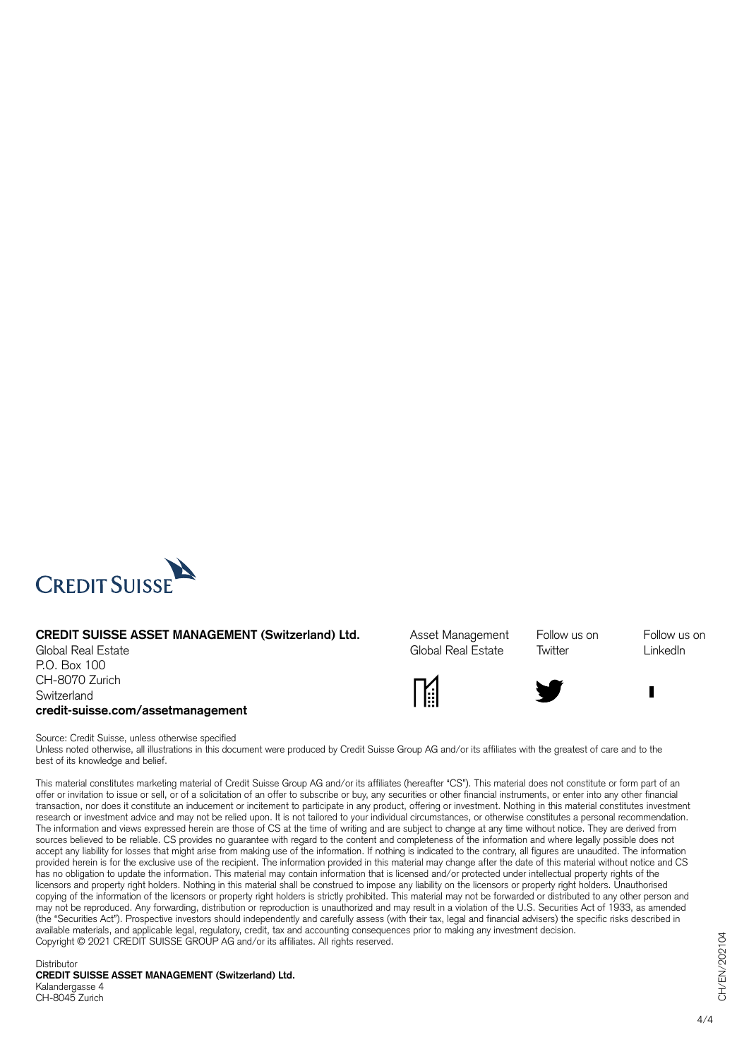**CREDIT SUISSE ASSET MANAGEMENT (Switzerland) Ltd.**
Global Real Estate
P.O. Box 100
CH-8070 Zurich
Switzerland
**credit-suisse.com/assetmanagement**

Asset Management Global Real Estate

Follow us on Twitter

Follow us on LinkedIn

Source: Credit Suisse, unless otherwise specified
Unless noted otherwise, all illustrations in this document were produced by Credit Suisse Group AG and/or its affiliates with the greatest of care and to the best of its knowledge and belief.

This material constitutes marketing material of Credit Suisse Group AG and/or its affiliates (hereafter "CS"). This material does not constitute or form part of an offer or invitation to issue or sell, or of a solicitation of an offer to subscribe or buy, any securities or other financial instruments, or enter into any other financial transaction, nor does it constitute an inducement or incitement to participate in any product, offering or investment. Nothing in this material constitutes investment research or investment advice and may not be relied upon. It is not tailored to your individual circumstances, or otherwise constitutes a personal recommendation. The information and views expressed herein are those of CS at the time of writing and are subject to change at any time without notice. They are derived from sources believed to be reliable. CS provides no guarantee with regard to the content and completeness of the information and where legally possible does not accept any liability for losses that might arise from making use of the information. If nothing is indicated to the contrary, all figures are unaudited. The information provided herein is for the exclusive use of the recipient. The information provided in this material may change after the date of this material without notice and CS has no obligation to update the information. This material may contain information that is licensed and/or protected under intellectual property rights of the licensors and property right holders. Nothing in this material shall be construed to impose any liability on the licensors or property right holders. Unauthorised copying of the information of the licensors or property right holders is strictly prohibited. This material may not be forwarded or distributed to any other person and may not be reproduced. Any forwarding, distribution or reproduction is unauthorized and may result in a violation of the U.S. Securities Act of 1933, as amended (the "Securities Act"). Prospective investors should independently and carefully assess (with their tax, legal and financial advisers) the specific risks described in available materials, and applicable legal, regulatory, credit, tax and accounting consequences prior to making any investment decision.
Copyright © 2021 CREDIT SUISSE GROUP AG and/or its affiliates. All rights reserved.

Distributor
**CREDIT SUISSE ASSET MANAGEMENT (Switzerland) Ltd.**
Kalandergasse 4
CH-8045 Zurich

CH/EN/202104